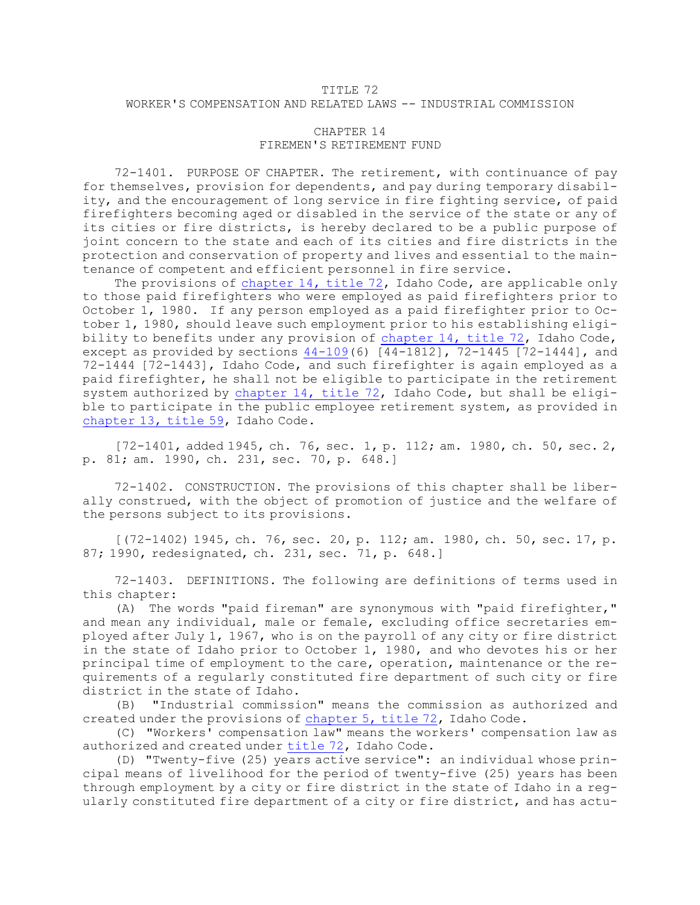# TITLE 72
## WORKER'S COMPENSATION AND RELATED LAWS -- INDUSTRIAL COMMISSION

## CHAPTER 14
## FIREMEN'S RETIREMENT FUND

72-1401. PURPOSE OF CHAPTER. The retirement, with continuance of pay for themselves, provision for dependents, and pay during temporary disability, and the encouragement of long service in fire fighting service, of paid firefighters becoming aged or disabled in the service of the state or any of its cities or fire districts, is hereby declared to be a public purpose of joint concern to the state and each of its cities and fire districts in the protection and conservation of property and lives and essential to the maintenance of competent and efficient personnel in fire service.

The provisions of chapter 14, title 72, Idaho Code, are applicable only to those paid firefighters who were employed as paid firefighters prior to October 1, 1980. If any person employed as a paid firefighter prior to October 1, 1980, should leave such employment prior to his establishing eligibility to benefits under any provision of chapter 14, title 72, Idaho Code, except as provided by sections 44-109(6) [44-1812], 72-1445 [72-1444], and 72-1444 [72-1443], Idaho Code, and such firefighter is again employed as a paid firefighter, he shall not be eligible to participate in the retirement system authorized by chapter 14, title 72, Idaho Code, but shall be eligible to participate in the public employee retirement system, as provided in chapter 13, title 59, Idaho Code.

[72-1401, added 1945, ch. 76, sec. 1, p. 112; am. 1980, ch. 50, sec. 2, p. 81; am. 1990, ch. 231, sec. 70, p. 648.]

72-1402. CONSTRUCTION. The provisions of this chapter shall be liberally construed, with the object of promotion of justice and the welfare of the persons subject to its provisions.

[(72-1402) 1945, ch. 76, sec. 20, p. 112; am. 1980, ch. 50, sec. 17, p. 87; 1990, redesignated, ch. 231, sec. 71, p. 648.]

72-1403. DEFINITIONS. The following are definitions of terms used in this chapter:

(A) The words "paid fireman" are synonymous with "paid firefighter," and mean any individual, male or female, excluding office secretaries employed after July 1, 1967, who is on the payroll of any city or fire district in the state of Idaho prior to October 1, 1980, and who devotes his or her principal time of employment to the care, operation, maintenance or the requirements of a regularly constituted fire department of such city or fire district in the state of Idaho.

(B) "Industrial commission" means the commission as authorized and created under the provisions of chapter 5, title 72, Idaho Code.

(C) "Workers' compensation law" means the workers' compensation law as authorized and created under title 72, Idaho Code.

(D) "Twenty-five (25) years active service": an individual whose principal means of livelihood for the period of twenty-five (25) years has been through employment by a city or fire district in the state of Idaho in a regularly constituted fire department of a city or fire district, and has actu-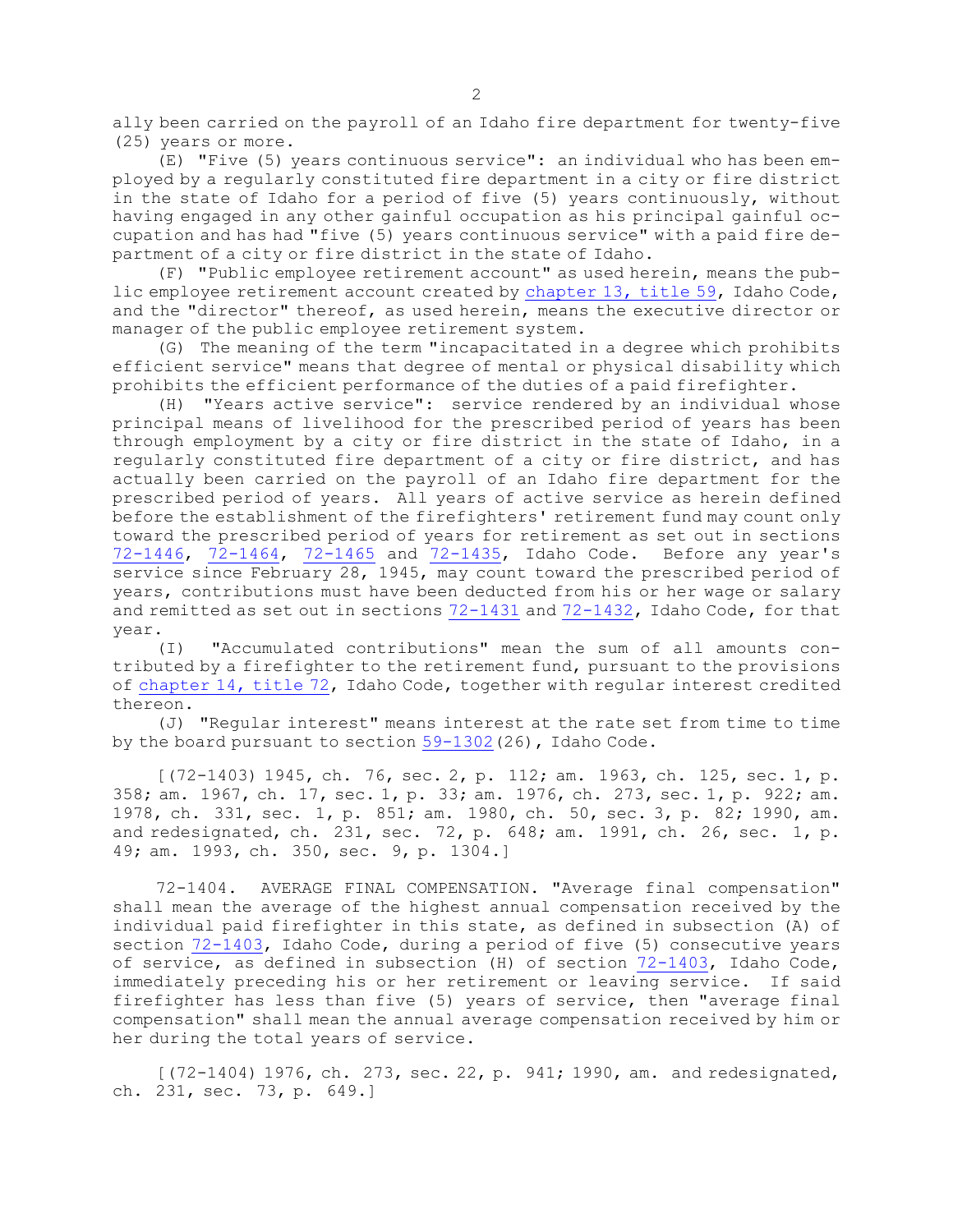ally been carried on the payroll of an Idaho fire department for twenty-five (25) years or more.

(E) "Five (5) years continuous service": an individual who has been employed by a regularly constituted fire department in a city or fire district in the state of Idaho for a period of five (5) years continuously, without having engaged in any other gainful occupation as his principal gainful occupation and has had "five (5) years continuous service" with a paid fire department of a city or fire district in the state of Idaho.

(F) "Public employee retirement account" as used herein, means the public employee retirement account created by chapter 13, title 59, Idaho Code, and the "director" thereof, as used herein, means the executive director or manager of the public employee retirement system.

(G) The meaning of the term "incapacitated in a degree which prohibits efficient service" means that degree of mental or physical disability which prohibits the efficient performance of the duties of a paid firefighter.

(H) "Years active service": service rendered by an individual whose principal means of livelihood for the prescribed period of years has been through employment by a city or fire district in the state of Idaho, in a regularly constituted fire department of a city or fire district, and has actually been carried on the payroll of an Idaho fire department for the prescribed period of years. All years of active service as herein defined before the establishment of the firefighters' retirement fund may count only toward the prescribed period of years for retirement as set out in sections 72-1446, 72-1464, 72-1465 and 72-1435, Idaho Code. Before any year's service since February 28, 1945, may count toward the prescribed period of years, contributions must have been deducted from his or her wage or salary and remitted as set out in sections 72-1431 and 72-1432, Idaho Code, for that year.

(I) "Accumulated contributions" mean the sum of all amounts contributed by a firefighter to the retirement fund, pursuant to the provisions of chapter 14, title 72, Idaho Code, together with regular interest credited thereon.

(J) "Regular interest" means interest at the rate set from time to time by the board pursuant to section 59-1302(26), Idaho Code.

[(72-1403) 1945, ch. 76, sec. 2, p. 112; am. 1963, ch. 125, sec. 1, p. 358; am. 1967, ch. 17, sec. 1, p. 33; am. 1976, ch. 273, sec. 1, p. 922; am. 1978, ch. 331, sec. 1, p. 851; am. 1980, ch. 50, sec. 3, p. 82; 1990, am. and redesignated, ch. 231, sec. 72, p. 648; am. 1991, ch. 26, sec. 1, p. 49; am. 1993, ch. 350, sec. 9, p. 1304.]

72-1404. AVERAGE FINAL COMPENSATION. "Average final compensation" shall mean the average of the highest annual compensation received by the individual paid firefighter in this state, as defined in subsection (A) of section 72-1403, Idaho Code, during a period of five (5) consecutive years of service, as defined in subsection (H) of section 72-1403, Idaho Code, immediately preceding his or her retirement or leaving service. If said firefighter has less than five (5) years of service, then "average final compensation" shall mean the annual average compensation received by him or her during the total years of service.

[(72-1404) 1976, ch. 273, sec. 22, p. 941; 1990, am. and redesignated, ch. 231, sec. 73, p. 649.]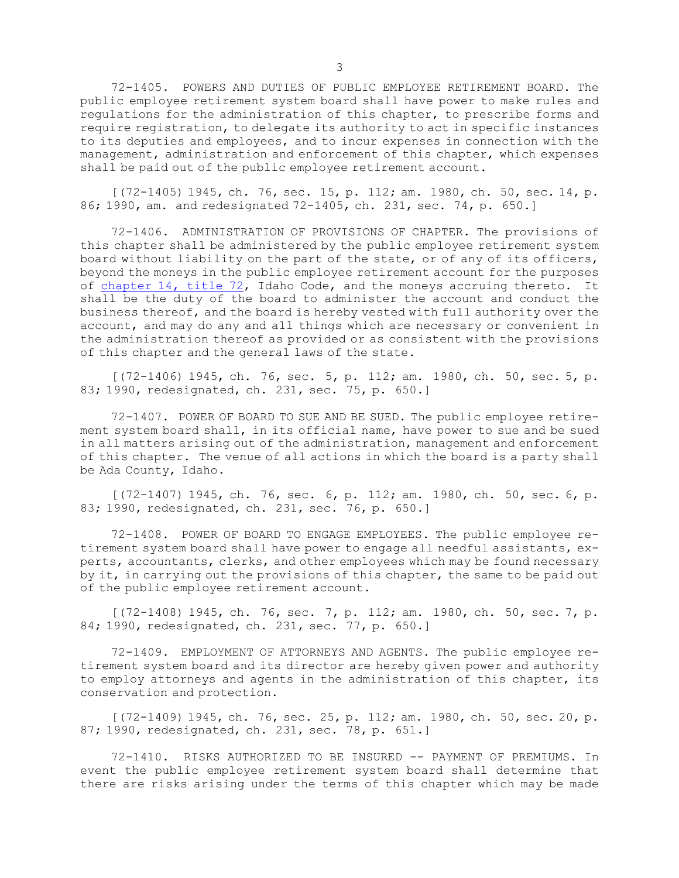72-1405. POWERS AND DUTIES OF PUBLIC EMPLOYEE RETIREMENT BOARD. The public employee retirement system board shall have power to make rules and regulations for the administration of this chapter, to prescribe forms and require registration, to delegate its authority to act in specific instances to its deputies and employees, and to incur expenses in connection with the management, administration and enforcement of this chapter, which expenses shall be paid out of the public employee retirement account.

[(72-1405) 1945, ch. 76, sec. 15, p. 112; am. 1980, ch. 50, sec. 14, p. 86; 1990, am. and redesignated 72-1405, ch. 231, sec. 74, p. 650.]

72-1406. ADMINISTRATION OF PROVISIONS OF CHAPTER. The provisions of this chapter shall be administered by the public employee retirement system board without liability on the part of the state, or of any of its officers, beyond the moneys in the public employee retirement account for the purposes of chapter 14, title 72, Idaho Code, and the moneys accruing thereto. It shall be the duty of the board to administer the account and conduct the business thereof, and the board is hereby vested with full authority over the account, and may do any and all things which are necessary or convenient in the administration thereof as provided or as consistent with the provisions of this chapter and the general laws of the state.

[(72-1406) 1945, ch. 76, sec. 5, p. 112; am. 1980, ch. 50, sec. 5, p. 83; 1990, redesignated, ch. 231, sec. 75, p. 650.]

72-1407. POWER OF BOARD TO SUE AND BE SUED. The public employee retirement system board shall, in its official name, have power to sue and be sued in all matters arising out of the administration, management and enforcement of this chapter. The venue of all actions in which the board is a party shall be Ada County, Idaho.

[(72-1407) 1945, ch. 76, sec. 6, p. 112; am. 1980, ch. 50, sec. 6, p. 83; 1990, redesignated, ch. 231, sec. 76, p. 650.]

72-1408. POWER OF BOARD TO ENGAGE EMPLOYEES. The public employee retirement system board shall have power to engage all needful assistants, experts, accountants, clerks, and other employees which may be found necessary by it, in carrying out the provisions of this chapter, the same to be paid out of the public employee retirement account.

[(72-1408) 1945, ch. 76, sec. 7, p. 112; am. 1980, ch. 50, sec. 7, p. 84; 1990, redesignated, ch. 231, sec. 77, p. 650.]

72-1409. EMPLOYMENT OF ATTORNEYS AND AGENTS. The public employee retirement system board and its director are hereby given power and authority to employ attorneys and agents in the administration of this chapter, its conservation and protection.

[(72-1409) 1945, ch. 76, sec. 25, p. 112; am. 1980, ch. 50, sec. 20, p. 87; 1990, redesignated, ch. 231, sec. 78, p. 651.]

72-1410. RISKS AUTHORIZED TO BE INSURED -- PAYMENT OF PREMIUMS. In event the public employee retirement system board shall determine that there are risks arising under the terms of this chapter which may be made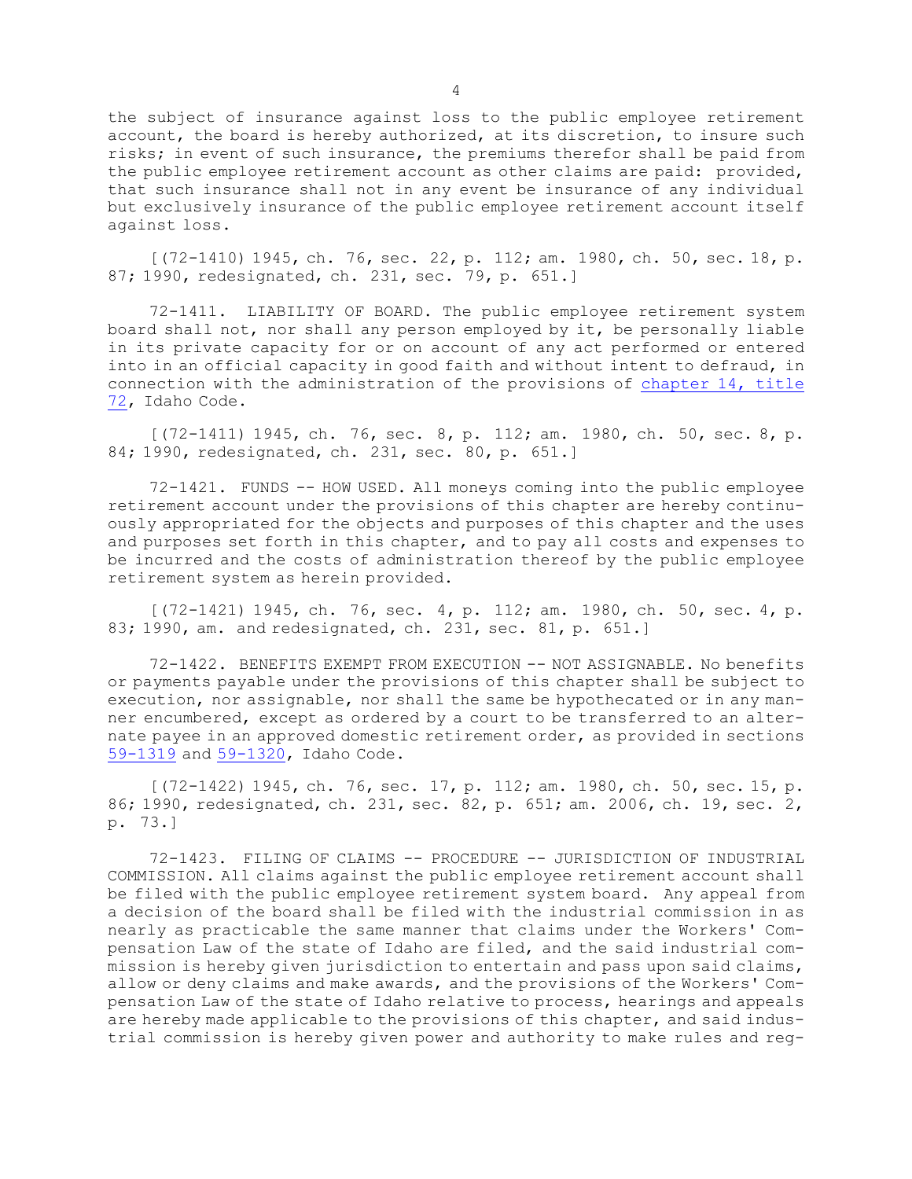the subject of insurance against loss to the public employee retirement account, the board is hereby authorized, at its discretion, to insure such risks; in event of such insurance, the premiums therefor shall be paid from the public employee retirement account as other claims are paid: provided, that such insurance shall not in any event be insurance of any individual but exclusively insurance of the public employee retirement account itself against loss.

[(72-1410) 1945, ch. 76, sec. 22, p. 112; am. 1980, ch. 50, sec. 18, p. 87; 1990, redesignated, ch. 231, sec. 79, p. 651.]

72-1411. LIABILITY OF BOARD. The public employee retirement system board shall not, nor shall any person employed by it, be personally liable in its private capacity for or on account of any act performed or entered into in an official capacity in good faith and without intent to defraud, in connection with the administration of the provisions of chapter 14, title 72, Idaho Code.

[(72-1411) 1945, ch. 76, sec. 8, p. 112; am. 1980, ch. 50, sec. 8, p. 84; 1990, redesignated, ch. 231, sec. 80, p. 651.]

72-1421. FUNDS -- HOW USED. All moneys coming into the public employee retirement account under the provisions of this chapter are hereby continuously appropriated for the objects and purposes of this chapter and the uses and purposes set forth in this chapter, and to pay all costs and expenses to be incurred and the costs of administration thereof by the public employee retirement system as herein provided.

[(72-1421) 1945, ch. 76, sec. 4, p. 112; am. 1980, ch. 50, sec. 4, p. 83; 1990, am. and redesignated, ch. 231, sec. 81, p. 651.]

72-1422. BENEFITS EXEMPT FROM EXECUTION -- NOT ASSIGNABLE. No benefits or payments payable under the provisions of this chapter shall be subject to execution, nor assignable, nor shall the same be hypothecated or in any manner encumbered, except as ordered by a court to be transferred to an alternate payee in an approved domestic retirement order, as provided in sections 59-1319 and 59-1320, Idaho Code.

[(72-1422) 1945, ch. 76, sec. 17, p. 112; am. 1980, ch. 50, sec. 15, p. 86; 1990, redesignated, ch. 231, sec. 82, p. 651; am. 2006, ch. 19, sec. 2, p. 73.]

72-1423. FILING OF CLAIMS -- PROCEDURE -- JURISDICTION OF INDUSTRIAL COMMISSION. All claims against the public employee retirement account shall be filed with the public employee retirement system board. Any appeal from a decision of the board shall be filed with the industrial commission in as nearly as practicable the same manner that claims under the Workers' Compensation Law of the state of Idaho are filed, and the said industrial commission is hereby given jurisdiction to entertain and pass upon said claims, allow or deny claims and make awards, and the provisions of the Workers' Compensation Law of the state of Idaho relative to process, hearings and appeals are hereby made applicable to the provisions of this chapter, and said industrial commission is hereby given power and authority to make rules and reg-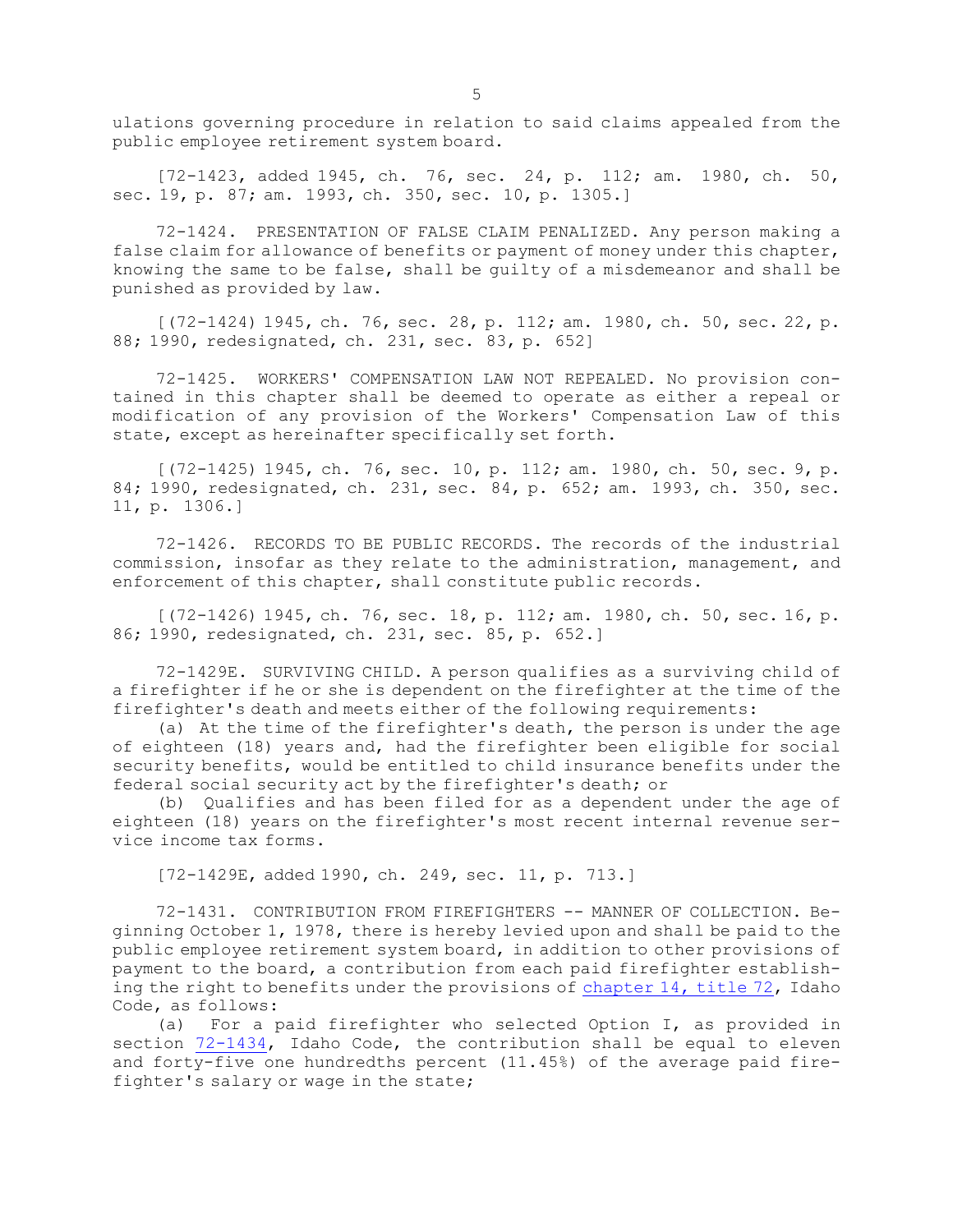ulations governing procedure in relation to said claims appealed from the public employee retirement system board.

[72-1423, added 1945, ch. 76, sec. 24, p. 112; am. 1980, ch. 50, sec. 19, p. 87; am. 1993, ch. 350, sec. 10, p. 1305.]

72-1424. PRESENTATION OF FALSE CLAIM PENALIZED. Any person making a false claim for allowance of benefits or payment of money under this chapter, knowing the same to be false, shall be guilty of a misdemeanor and shall be punished as provided by law.

[(72-1424) 1945, ch. 76, sec. 28, p. 112; am. 1980, ch. 50, sec. 22, p. 88; 1990, redesignated, ch. 231, sec. 83, p. 652]

72-1425. WORKERS' COMPENSATION LAW NOT REPEALED. No provision contained in this chapter shall be deemed to operate as either a repeal or modification of any provision of the Workers' Compensation Law of this state, except as hereinafter specifically set forth.

[(72-1425) 1945, ch. 76, sec. 10, p. 112; am. 1980, ch. 50, sec. 9, p. 84; 1990, redesignated, ch. 231, sec. 84, p. 652; am. 1993, ch. 350, sec. 11, p. 1306.]

72-1426. RECORDS TO BE PUBLIC RECORDS. The records of the industrial commission, insofar as they relate to the administration, management, and enforcement of this chapter, shall constitute public records.

[(72-1426) 1945, ch. 76, sec. 18, p. 112; am. 1980, ch. 50, sec. 16, p. 86; 1990, redesignated, ch. 231, sec. 85, p. 652.]

72-1429E. SURVIVING CHILD. A person qualifies as a surviving child of a firefighter if he or she is dependent on the firefighter at the time of the firefighter's death and meets either of the following requirements:

(a) At the time of the firefighter's death, the person is under the age of eighteen (18) years and, had the firefighter been eligible for social security benefits, would be entitled to child insurance benefits under the federal social security act by the firefighter's death; or

(b) Qualifies and has been filed for as a dependent under the age of eighteen (18) years on the firefighter's most recent internal revenue service income tax forms.

[72-1429E, added 1990, ch. 249, sec. 11, p. 713.]

72-1431. CONTRIBUTION FROM FIREFIGHTERS -- MANNER OF COLLECTION. Beginning October 1, 1978, there is hereby levied upon and shall be paid to the public employee retirement system board, in addition to other provisions of payment to the board, a contribution from each paid firefighter establishing the right to benefits under the provisions of chapter 14, title 72, Idaho Code, as follows:

(a) For a paid firefighter who selected Option I, as provided in section 72-1434, Idaho Code, the contribution shall be equal to eleven and forty-five one hundredths percent (11.45%) of the average paid firefighter's salary or wage in the state;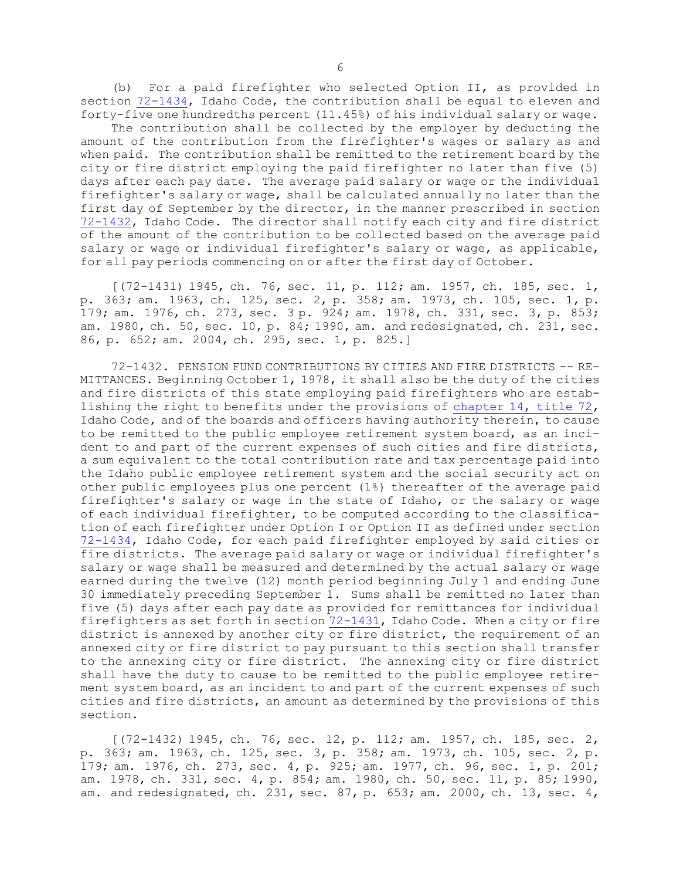(b) For a paid firefighter who selected Option II, as provided in section 72-1434, Idaho Code, the contribution shall be equal to eleven and forty-five one hundredths percent (11.45%) of his individual salary or wage.

The contribution shall be collected by the employer by deducting the amount of the contribution from the firefighter's wages or salary as and when paid. The contribution shall be remitted to the retirement board by the city or fire district employing the paid firefighter no later than five (5) days after each pay date. The average paid salary or wage or the individual firefighter's salary or wage, shall be calculated annually no later than the first day of September by the director, in the manner prescribed in section 72-1432, Idaho Code. The director shall notify each city and fire district of the amount of the contribution to be collected based on the average paid salary or wage or individual firefighter's salary or wage, as applicable, for all pay periods commencing on or after the first day of October.

[(72-1431) 1945, ch. 76, sec. 11, p. 112; am. 1957, ch. 185, sec. 1, p. 363; am. 1963, ch. 125, sec. 2, p. 358; am. 1973, ch. 105, sec. 1, p. 179; am. 1976, ch. 273, sec. 3 p. 924; am. 1978, ch. 331, sec. 3, p. 853; am. 1980, ch. 50, sec. 10, p. 84; 1990, am. and redesignated, ch. 231, sec. 86, p. 652; am. 2004, ch. 295, sec. 1, p. 825.]

72-1432. PENSION FUND CONTRIBUTIONS BY CITIES AND FIRE DISTRICTS -- REMITTANCES. Beginning October 1, 1978, it shall also be the duty of the cities and fire districts of this state employing paid firefighters who are establishing the right to benefits under the provisions of chapter 14, title 72, Idaho Code, and of the boards and officers having authority therein, to cause to be remitted to the public employee retirement system board, as an incident to and part of the current expenses of such cities and fire districts, a sum equivalent to the total contribution rate and tax percentage paid into the Idaho public employee retirement system and the social security act on other public employees plus one percent (1%) thereafter of the average paid firefighter's salary or wage in the state of Idaho, or the salary or wage of each individual firefighter, to be computed according to the classification of each firefighter under Option I or Option II as defined under section 72-1434, Idaho Code, for each paid firefighter employed by said cities or fire districts. The average paid salary or wage or individual firefighter's salary or wage shall be measured and determined by the actual salary or wage earned during the twelve (12) month period beginning July 1 and ending June 30 immediately preceding September 1. Sums shall be remitted no later than five (5) days after each pay date as provided for remittances for individual firefighters as set forth in section 72-1431, Idaho Code. When a city or fire district is annexed by another city or fire district, the requirement of an annexed city or fire district to pay pursuant to this section shall transfer to the annexing city or fire district. The annexing city or fire district shall have the duty to cause to be remitted to the public employee retirement system board, as an incident to and part of the current expenses of such cities and fire districts, an amount as determined by the provisions of this section.

[(72-1432) 1945, ch. 76, sec. 12, p. 112; am. 1957, ch. 185, sec. 2, p. 363; am. 1963, ch. 125, sec. 3, p. 358; am. 1973, ch. 105, sec. 2, p. 179; am. 1976, ch. 273, sec. 4, p. 925; am. 1977, ch. 96, sec. 1, p. 201; am. 1978, ch. 331, sec. 4, p. 854; am. 1980, ch. 50, sec. 11, p. 85; 1990, am. and redesignated, ch. 231, sec. 87, p. 653; am. 2000, ch. 13, sec. 4,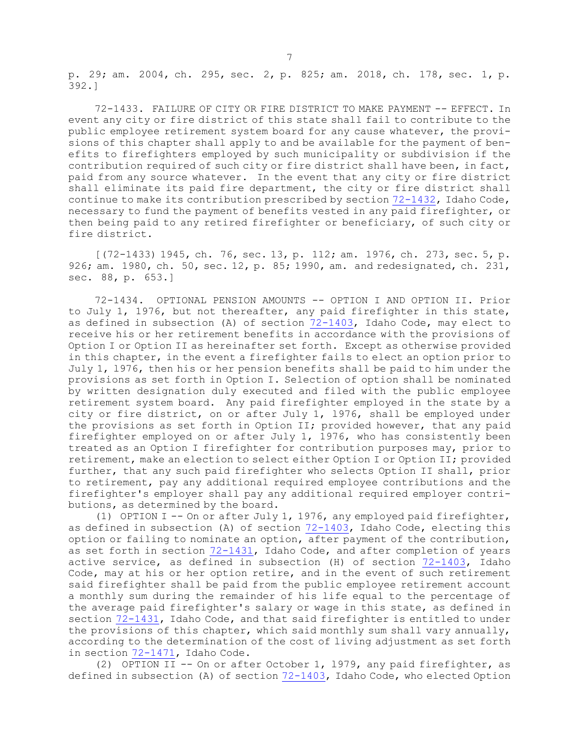p. 29; am. 2004, ch. 295, sec. 2, p. 825; am. 2018, ch. 178, sec. 1, p. 392.]

72-1433. FAILURE OF CITY OR FIRE DISTRICT TO MAKE PAYMENT -- EFFECT. In event any city or fire district of this state shall fail to contribute to the public employee retirement system board for any cause whatever, the provisions of this chapter shall apply to and be available for the payment of benefits to firefighters employed by such municipality or subdivision if the contribution required of such city or fire district shall have been, in fact, paid from any source whatever. In the event that any city or fire district shall eliminate its paid fire department, the city or fire district shall continue to make its contribution prescribed by section 72-1432, Idaho Code, necessary to fund the payment of benefits vested in any paid firefighter, or then being paid to any retired firefighter or beneficiary, of such city or fire district.

[(72-1433) 1945, ch. 76, sec. 13, p. 112; am. 1976, ch. 273, sec. 5, p. 926; am. 1980, ch. 50, sec. 12, p. 85; 1990, am. and redesignated, ch. 231, sec. 88, p. 653.]

72-1434. OPTIONAL PENSION AMOUNTS -- OPTION I AND OPTION II. Prior to July 1, 1976, but not thereafter, any paid firefighter in this state, as defined in subsection (A) of section 72-1403, Idaho Code, may elect to receive his or her retirement benefits in accordance with the provisions of Option I or Option II as hereinafter set forth. Except as otherwise provided in this chapter, in the event a firefighter fails to elect an option prior to July 1, 1976, then his or her pension benefits shall be paid to him under the provisions as set forth in Option I. Selection of option shall be nominated by written designation duly executed and filed with the public employee retirement system board. Any paid firefighter employed in the state by a city or fire district, on or after July 1, 1976, shall be employed under the provisions as set forth in Option II; provided however, that any paid firefighter employed on or after July 1, 1976, who has consistently been treated as an Option I firefighter for contribution purposes may, prior to retirement, make an election to select either Option I or Option II; provided further, that any such paid firefighter who selects Option II shall, prior to retirement, pay any additional required employee contributions and the firefighter's employer shall pay any additional required employer contributions, as determined by the board.

(1) OPTION I -- On or after July 1, 1976, any employed paid firefighter, as defined in subsection (A) of section 72-1403, Idaho Code, electing this option or failing to nominate an option, after payment of the contribution, as set forth in section 72-1431, Idaho Code, and after completion of years active service, as defined in subsection (H) of section 72-1403, Idaho Code, may at his or her option retire, and in the event of such retirement said firefighter shall be paid from the public employee retirement account a monthly sum during the remainder of his life equal to the percentage of the average paid firefighter's salary or wage in this state, as defined in section 72-1431, Idaho Code, and that said firefighter is entitled to under the provisions of this chapter, which said monthly sum shall vary annually, according to the determination of the cost of living adjustment as set forth in section 72-1471, Idaho Code.

(2) OPTION II -- On or after October 1, 1979, any paid firefighter, as defined in subsection (A) of section 72-1403, Idaho Code, who elected Option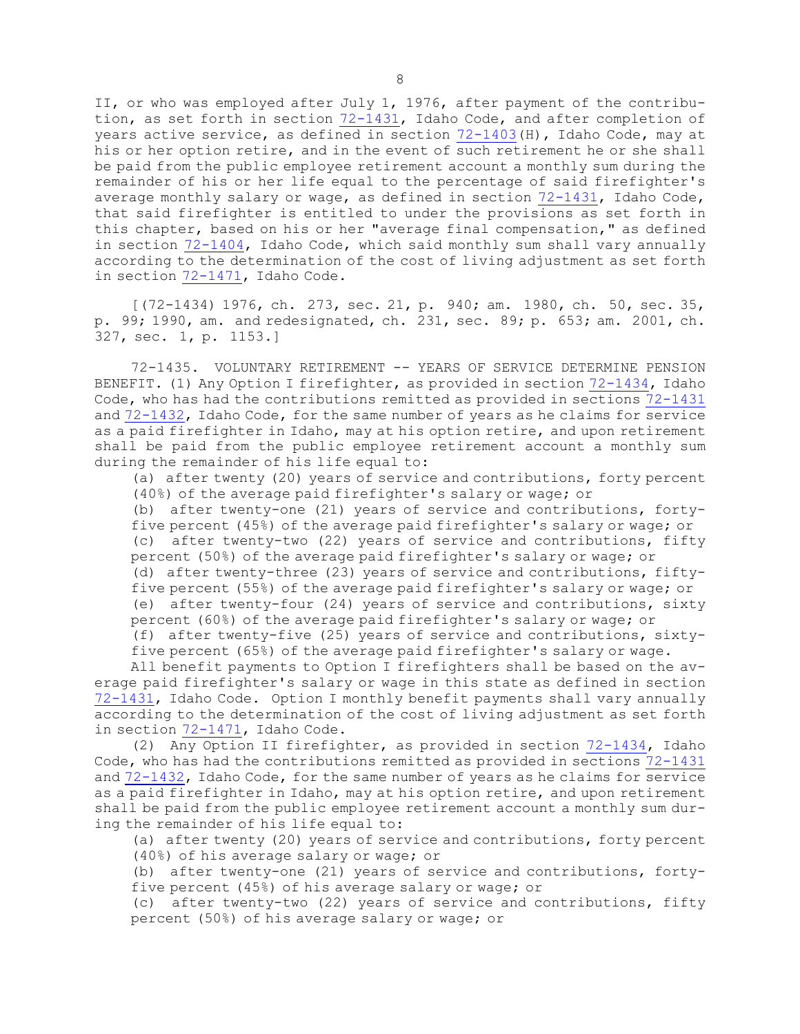II, or who was employed after July 1, 1976, after payment of the contribution, as set forth in section 72-1431, Idaho Code, and after completion of years active service, as defined in section 72-1403(H), Idaho Code, may at his or her option retire, and in the event of such retirement he or she shall be paid from the public employee retirement account a monthly sum during the remainder of his or her life equal to the percentage of said firefighter's average monthly salary or wage, as defined in section 72-1431, Idaho Code, that said firefighter is entitled to under the provisions as set forth in this chapter, based on his or her "average final compensation," as defined in section 72-1404, Idaho Code, which said monthly sum shall vary annually according to the determination of the cost of living adjustment as set forth in section 72-1471, Idaho Code.

[(72-1434) 1976, ch. 273, sec. 21, p. 940; am. 1980, ch. 50, sec. 35, p. 99; 1990, am. and redesignated, ch. 231, sec. 89; p. 653; am. 2001, ch. 327, sec. 1, p. 1153.]

72-1435. VOLUNTARY RETIREMENT -- YEARS OF SERVICE DETERMINE PENSION BENEFIT. (1) Any Option I firefighter, as provided in section 72-1434, Idaho Code, who has had the contributions remitted as provided in sections 72-1431 and 72-1432, Idaho Code, for the same number of years as he claims for service as a paid firefighter in Idaho, may at his option retire, and upon retirement shall be paid from the public employee retirement account a monthly sum during the remainder of his life equal to:

(a) after twenty (20) years of service and contributions, forty percent (40%) of the average paid firefighter's salary or wage; or

(b) after twenty-one (21) years of service and contributions, forty-five percent (45%) of the average paid firefighter's salary or wage; or

(c) after twenty-two (22) years of service and contributions, fifty percent (50%) of the average paid firefighter's salary or wage; or

(d) after twenty-three (23) years of service and contributions, fifty-five percent (55%) of the average paid firefighter's salary or wage; or

(e) after twenty-four (24) years of service and contributions, sixty percent (60%) of the average paid firefighter's salary or wage; or

(f) after twenty-five (25) years of service and contributions, sixty-five percent (65%) of the average paid firefighter's salary or wage.

All benefit payments to Option I firefighters shall be based on the average paid firefighter's salary or wage in this state as defined in section 72-1431, Idaho Code. Option I monthly benefit payments shall vary annually according to the determination of the cost of living adjustment as set forth in section 72-1471, Idaho Code.

(2) Any Option II firefighter, as provided in section 72-1434, Idaho Code, who has had the contributions remitted as provided in sections 72-1431 and 72-1432, Idaho Code, for the same number of years as he claims for service as a paid firefighter in Idaho, may at his option retire, and upon retirement shall be paid from the public employee retirement account a monthly sum during the remainder of his life equal to:

(a) after twenty (20) years of service and contributions, forty percent (40%) of his average salary or wage; or

(b) after twenty-one (21) years of service and contributions, forty-five percent (45%) of his average salary or wage; or

(c) after twenty-two (22) years of service and contributions, fifty percent (50%) of his average salary or wage; or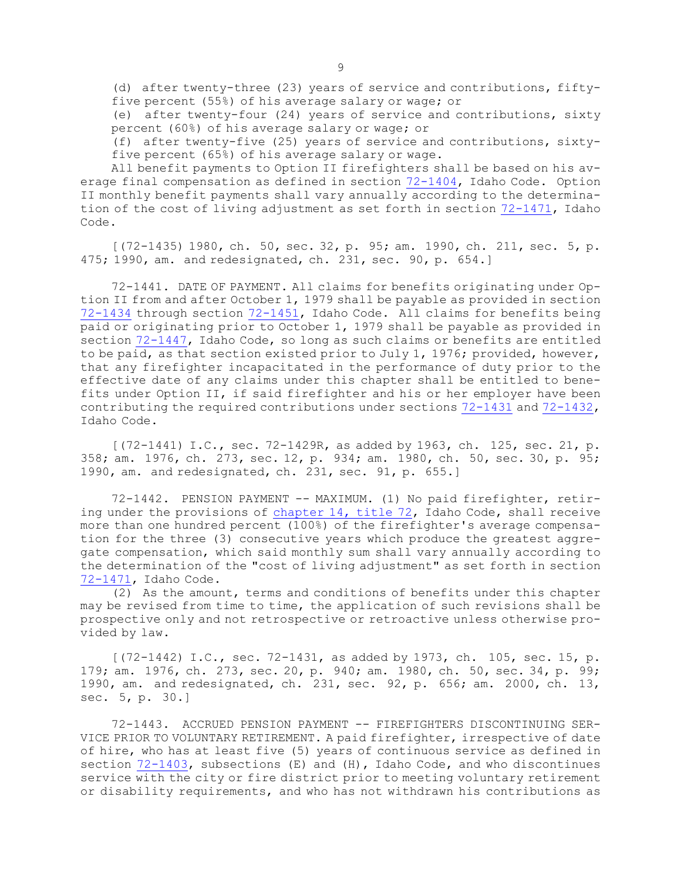(d) after twenty-three (23) years of service and contributions, fifty-five percent (55%) of his average salary or wage; or

(e) after twenty-four (24) years of service and contributions, sixty percent (60%) of his average salary or wage; or

(f) after twenty-five (25) years of service and contributions, sixty-five percent (65%) of his average salary or wage.

All benefit payments to Option II firefighters shall be based on his average final compensation as defined in section 72-1404, Idaho Code. Option II monthly benefit payments shall vary annually according to the determination of the cost of living adjustment as set forth in section 72-1471, Idaho Code.

[(72-1435) 1980, ch. 50, sec. 32, p. 95; am. 1990, ch. 211, sec. 5, p. 475; 1990, am. and redesignated, ch. 231, sec. 90, p. 654.]

72-1441. DATE OF PAYMENT. All claims for benefits originating under Option II from and after October 1, 1979 shall be payable as provided in section 72-1434 through section 72-1451, Idaho Code. All claims for benefits being paid or originating prior to October 1, 1979 shall be payable as provided in section 72-1447, Idaho Code, so long as such claims or benefits are entitled to be paid, as that section existed prior to July 1, 1976; provided, however, that any firefighter incapacitated in the performance of duty prior to the effective date of any claims under this chapter shall be entitled to benefits under Option II, if said firefighter and his or her employer have been contributing the required contributions under sections 72-1431 and 72-1432, Idaho Code.

[(72-1441) I.C., sec. 72-1429R, as added by 1963, ch. 125, sec. 21, p. 358; am. 1976, ch. 273, sec. 12, p. 934; am. 1980, ch. 50, sec. 30, p. 95; 1990, am. and redesignated, ch. 231, sec. 91, p. 655.]

72-1442. PENSION PAYMENT -- MAXIMUM. (1) No paid firefighter, retiring under the provisions of chapter 14, title 72, Idaho Code, shall receive more than one hundred percent (100%) of the firefighter's average compensation for the three (3) consecutive years which produce the greatest aggregate compensation, which said monthly sum shall vary annually according to the determination of the "cost of living adjustment" as set forth in section 72-1471, Idaho Code.

(2) As the amount, terms and conditions of benefits under this chapter may be revised from time to time, the application of such revisions shall be prospective only and not retrospective or retroactive unless otherwise provided by law.

[(72-1442) I.C., sec. 72-1431, as added by 1973, ch. 105, sec. 15, p. 179; am. 1976, ch. 273, sec. 20, p. 940; am. 1980, ch. 50, sec. 34, p. 99; 1990, am. and redesignated, ch. 231, sec. 92, p. 656; am. 2000, ch. 13, sec. 5, p. 30.]

72-1443. ACCRUED PENSION PAYMENT -- FIREFIGHTERS DISCONTINUING SERVICE PRIOR TO VOLUNTARY RETIREMENT. A paid firefighter, irrespective of date of hire, who has at least five (5) years of continuous service as defined in section 72-1403, subsections (E) and (H), Idaho Code, and who discontinues service with the city or fire district prior to meeting voluntary retirement or disability requirements, and who has not withdrawn his contributions as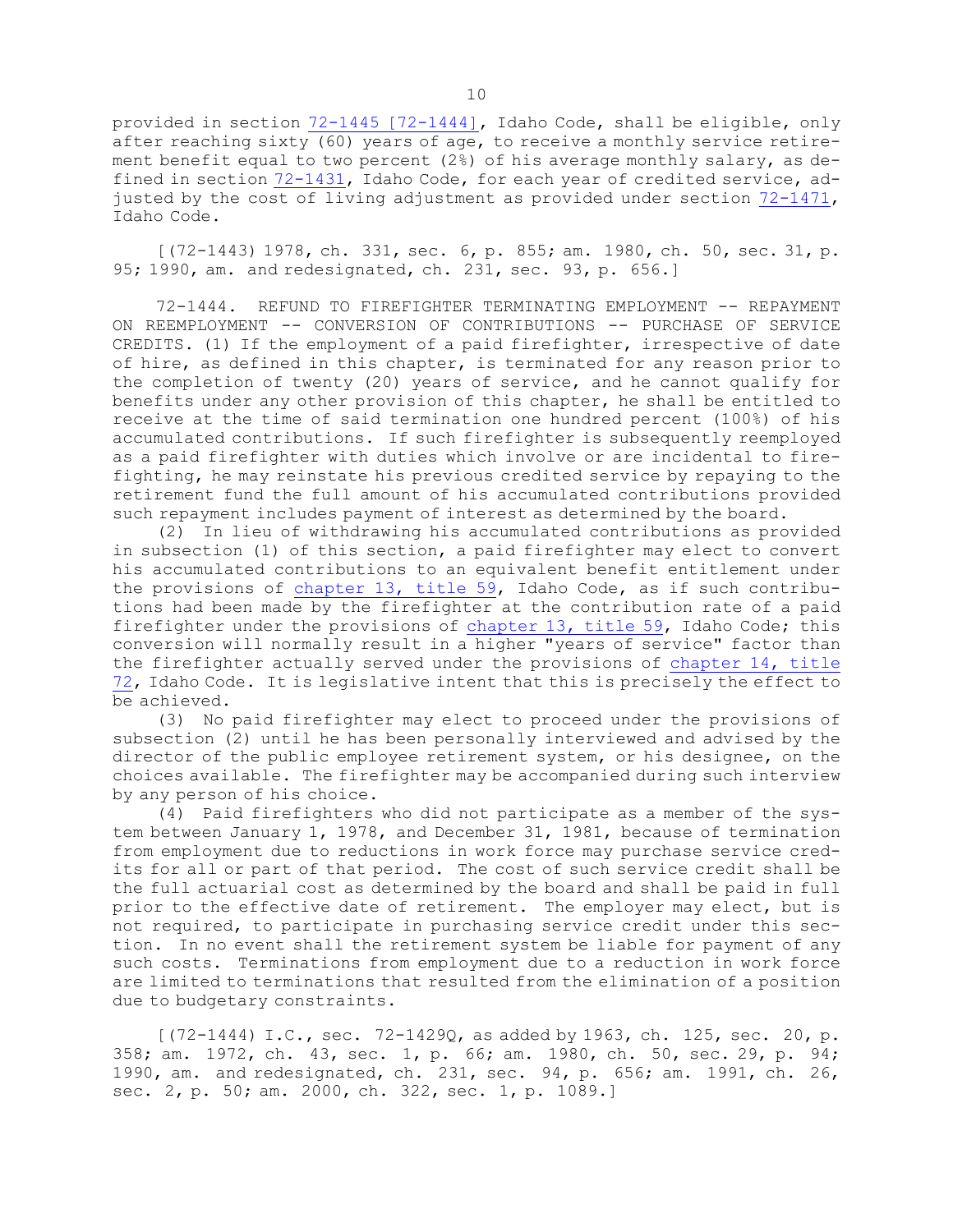provided in section 72-1445 [72-1444], Idaho Code, shall be eligible, only after reaching sixty (60) years of age, to receive a monthly service retirement benefit equal to two percent (2%) of his average monthly salary, as defined in section 72-1431, Idaho Code, for each year of credited service, adjusted by the cost of living adjustment as provided under section 72-1471, Idaho Code.

[(72-1443) 1978, ch. 331, sec. 6, p. 855; am. 1980, ch. 50, sec. 31, p. 95; 1990, am. and redesignated, ch. 231, sec. 93, p. 656.]

72-1444. REFUND TO FIREFIGHTER TERMINATING EMPLOYMENT -- REPAYMENT ON REEMPLOYMENT -- CONVERSION OF CONTRIBUTIONS -- PURCHASE OF SERVICE CREDITS. (1) If the employment of a paid firefighter, irrespective of date of hire, as defined in this chapter, is terminated for any reason prior to the completion of twenty (20) years of service, and he cannot qualify for benefits under any other provision of this chapter, he shall be entitled to receive at the time of said termination one hundred percent (100%) of his accumulated contributions. If such firefighter is subsequently reemployed as a paid firefighter with duties which involve or are incidental to firefighting, he may reinstate his previous credited service by repaying to the retirement fund the full amount of his accumulated contributions provided such repayment includes payment of interest as determined by the board.

(2) In lieu of withdrawing his accumulated contributions as provided in subsection (1) of this section, a paid firefighter may elect to convert his accumulated contributions to an equivalent benefit entitlement under the provisions of chapter 13, title 59, Idaho Code, as if such contributions had been made by the firefighter at the contribution rate of a paid firefighter under the provisions of chapter 13, title 59, Idaho Code; this conversion will normally result in a higher "years of service" factor than the firefighter actually served under the provisions of chapter 14, title 72, Idaho Code. It is legislative intent that this is precisely the effect to be achieved.

(3) No paid firefighter may elect to proceed under the provisions of subsection (2) until he has been personally interviewed and advised by the director of the public employee retirement system, or his designee, on the choices available. The firefighter may be accompanied during such interview by any person of his choice.

(4) Paid firefighters who did not participate as a member of the system between January 1, 1978, and December 31, 1981, because of termination from employment due to reductions in work force may purchase service credits for all or part of that period. The cost of such service credit shall be the full actuarial cost as determined by the board and shall be paid in full prior to the effective date of retirement. The employer may elect, but is not required, to participate in purchasing service credit under this section. In no event shall the retirement system be liable for payment of any such costs. Terminations from employment due to a reduction in work force are limited to terminations that resulted from the elimination of a position due to budgetary constraints.

[(72-1444) I.C., sec. 72-1429Q, as added by 1963, ch. 125, sec. 20, p. 358; am. 1972, ch. 43, sec. 1, p. 66; am. 1980, ch. 50, sec. 29, p. 94; 1990, am. and redesignated, ch. 231, sec. 94, p. 656; am. 1991, ch. 26, sec. 2, p. 50; am. 2000, ch. 322, sec. 1, p. 1089.]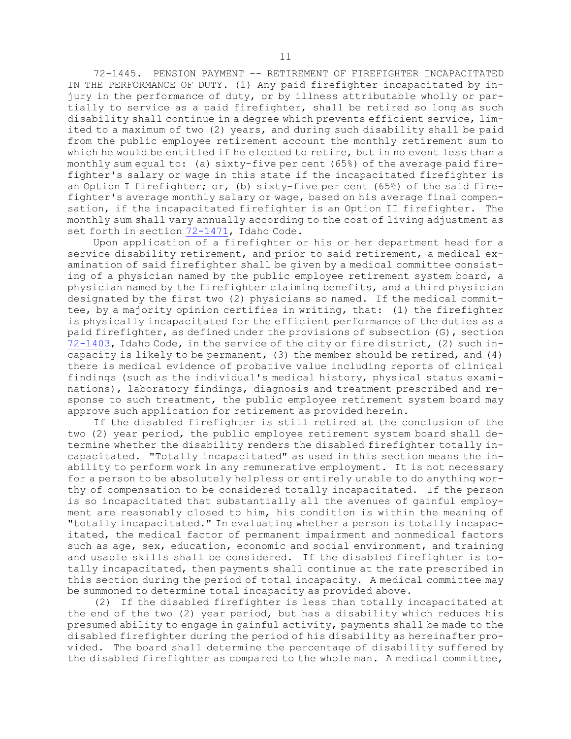72-1445. PENSION PAYMENT -- RETIREMENT OF FIREFIGHTER INCAPACITATED IN THE PERFORMANCE OF DUTY. (1) Any paid firefighter incapacitated by injury in the performance of duty, or by illness attributable wholly or partially to service as a paid firefighter, shall be retired so long as such disability shall continue in a degree which prevents efficient service, limited to a maximum of two (2) years, and during such disability shall be paid from the public employee retirement account the monthly retirement sum to which he would be entitled if he elected to retire, but in no event less than a monthly sum equal to: (a) sixty-five per cent (65%) of the average paid firefighter's salary or wage in this state if the incapacitated firefighter is an Option I firefighter; or, (b) sixty-five per cent (65%) of the said firefighter's average monthly salary or wage, based on his average final compensation, if the incapacitated firefighter is an Option II firefighter. The monthly sum shall vary annually according to the cost of living adjustment as set forth in section 72-1471, Idaho Code.

Upon application of a firefighter or his or her department head for a service disability retirement, and prior to said retirement, a medical examination of said firefighter shall be given by a medical committee consisting of a physician named by the public employee retirement system board, a physician named by the firefighter claiming benefits, and a third physician designated by the first two (2) physicians so named. If the medical committee, by a majority opinion certifies in writing, that: (1) the firefighter is physically incapacitated for the efficient performance of the duties as a paid firefighter, as defined under the provisions of subsection (G), section 72-1403, Idaho Code, in the service of the city or fire district, (2) such incapacity is likely to be permanent, (3) the member should be retired, and (4) there is medical evidence of probative value including reports of clinical findings (such as the individual's medical history, physical status examinations), laboratory findings, diagnosis and treatment prescribed and response to such treatment, the public employee retirement system board may approve such application for retirement as provided herein.

If the disabled firefighter is still retired at the conclusion of the two (2) year period, the public employee retirement system board shall determine whether the disability renders the disabled firefighter totally incapacitated. "Totally incapacitated" as used in this section means the inability to perform work in any remunerative employment. It is not necessary for a person to be absolutely helpless or entirely unable to do anything worthy of compensation to be considered totally incapacitated. If the person is so incapacitated that substantially all the avenues of gainful employment are reasonably closed to him, his condition is within the meaning of "totally incapacitated." In evaluating whether a person is totally incapacitated, the medical factor of permanent impairment and nonmedical factors such as age, sex, education, economic and social environment, and training and usable skills shall be considered. If the disabled firefighter is totally incapacitated, then payments shall continue at the rate prescribed in this section during the period of total incapacity. A medical committee may be summoned to determine total incapacity as provided above.

(2) If the disabled firefighter is less than totally incapacitated at the end of the two (2) year period, but has a disability which reduces his presumed ability to engage in gainful activity, payments shall be made to the disabled firefighter during the period of his disability as hereinafter provided. The board shall determine the percentage of disability suffered by the disabled firefighter as compared to the whole man. A medical committee,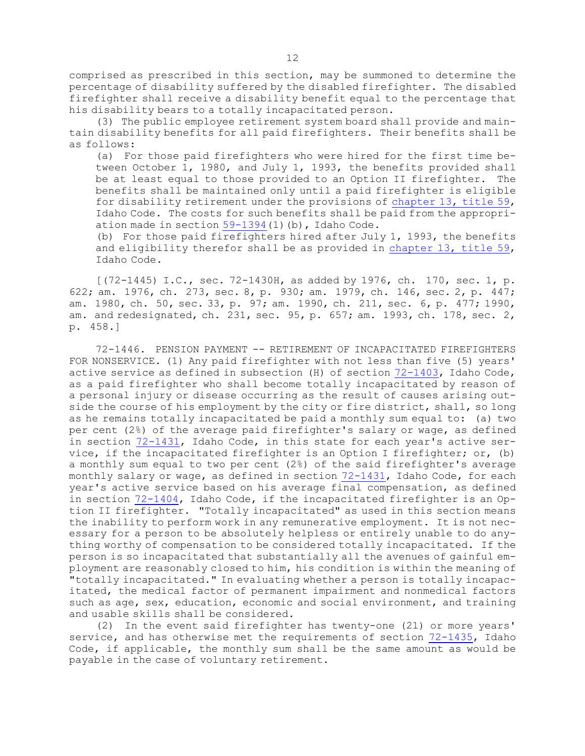comprised as prescribed in this section, may be summoned to determine the percentage of disability suffered by the disabled firefighter. The disabled firefighter shall receive a disability benefit equal to the percentage that his disability bears to a totally incapacitated person.

(3) The public employee retirement system board shall provide and maintain disability benefits for all paid firefighters. Their benefits shall be as follows:

(a) For those paid firefighters who were hired for the first time between October 1, 1980, and July 1, 1993, the benefits provided shall be at least equal to those provided to an Option II firefighter. The benefits shall be maintained only until a paid firefighter is eligible for disability retirement under the provisions of chapter 13, title 59, Idaho Code. The costs for such benefits shall be paid from the appropriation made in section 59-1394(1)(b), Idaho Code.

(b) For those paid firefighters hired after July 1, 1993, the benefits and eligibility therefor shall be as provided in chapter 13, title 59, Idaho Code.

[(72-1445) I.C., sec. 72-1430H, as added by 1976, ch. 170, sec. 1, p. 622; am. 1976, ch. 273, sec. 8, p. 930; am. 1979, ch. 146, sec. 2, p. 447; am. 1980, ch. 50, sec. 33, p. 97; am. 1990, ch. 211, sec. 6, p. 477; 1990, am. and redesignated, ch. 231, sec. 95, p. 657; am. 1993, ch. 178, sec. 2, p. 458.]

72-1446. PENSION PAYMENT -- RETIREMENT OF INCAPACITATED FIREFIGHTERS FOR NONSERVICE. (1) Any paid firefighter with not less than five (5) years' active service as defined in subsection (H) of section 72-1403, Idaho Code, as a paid firefighter who shall become totally incapacitated by reason of a personal injury or disease occurring as the result of causes arising outside the course of his employment by the city or fire district, shall, so long as he remains totally incapacitated be paid a monthly sum equal to: (a) two per cent (2%) of the average paid firefighter's salary or wage, as defined in section 72-1431, Idaho Code, in this state for each year's active service, if the incapacitated firefighter is an Option I firefighter; or, (b) a monthly sum equal to two per cent (2%) of the said firefighter's average monthly salary or wage, as defined in section 72-1431, Idaho Code, for each year's active service based on his average final compensation, as defined in section 72-1404, Idaho Code, if the incapacitated firefighter is an Option II firefighter. "Totally incapacitated" as used in this section means the inability to perform work in any remunerative employment. It is not necessary for a person to be absolutely helpless or entirely unable to do anything worthy of compensation to be considered totally incapacitated. If the person is so incapacitated that substantially all the avenues of gainful employment are reasonably closed to him, his condition is within the meaning of "totally incapacitated." In evaluating whether a person is totally incapacitated, the medical factor of permanent impairment and nonmedical factors such as age, sex, education, economic and social environment, and training and usable skills shall be considered.

(2) In the event said firefighter has twenty-one (21) or more years' service, and has otherwise met the requirements of section 72-1435, Idaho Code, if applicable, the monthly sum shall be the same amount as would be payable in the case of voluntary retirement.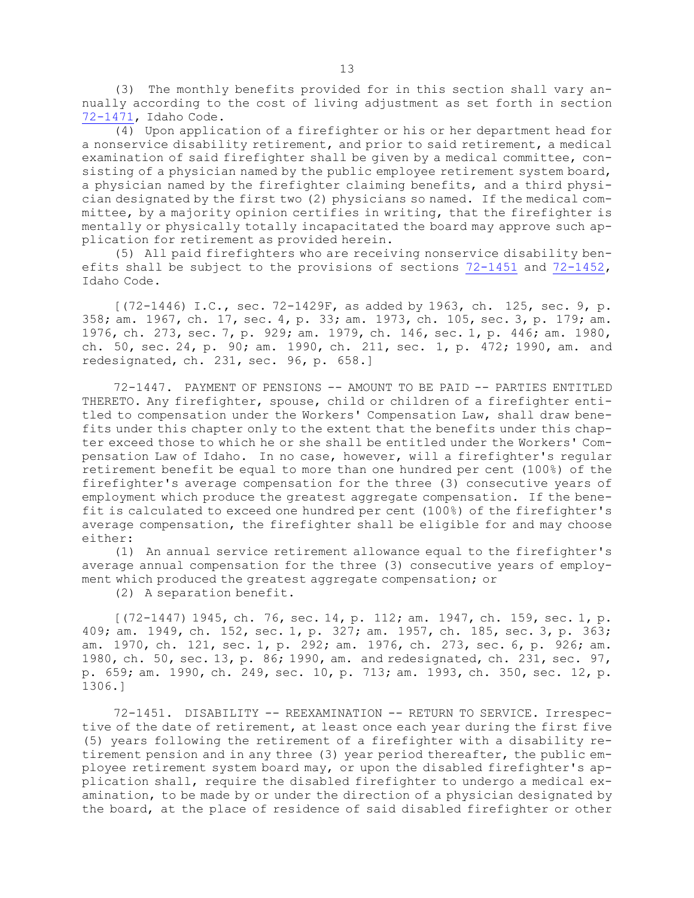(3) The monthly benefits provided for in this section shall vary annually according to the cost of living adjustment as set forth in section 72-1471, Idaho Code.

(4) Upon application of a firefighter or his or her department head for a nonservice disability retirement, and prior to said retirement, a medical examination of said firefighter shall be given by a medical committee, consisting of a physician named by the public employee retirement system board, a physician named by the firefighter claiming benefits, and a third physician designated by the first two (2) physicians so named. If the medical committee, by a majority opinion certifies in writing, that the firefighter is mentally or physically totally incapacitated the board may approve such application for retirement as provided herein.

(5) All paid firefighters who are receiving nonservice disability benefits shall be subject to the provisions of sections 72-1451 and 72-1452, Idaho Code.

[(72-1446) I.C., sec. 72-1429F, as added by 1963, ch. 125, sec. 9, p. 358; am. 1967, ch. 17, sec. 4, p. 33; am. 1973, ch. 105, sec. 3, p. 179; am. 1976, ch. 273, sec. 7, p. 929; am. 1979, ch. 146, sec. 1, p. 446; am. 1980, ch. 50, sec. 24, p. 90; am. 1990, ch. 211, sec. 1, p. 472; 1990, am. and redesignated, ch. 231, sec. 96, p. 658.]

72-1447. PAYMENT OF PENSIONS -- AMOUNT TO BE PAID -- PARTIES ENTITLED THERETO. Any firefighter, spouse, child or children of a firefighter entitled to compensation under the Workers' Compensation Law, shall draw benefits under this chapter only to the extent that the benefits under this chapter exceed those to which he or she shall be entitled under the Workers' Compensation Law of Idaho. In no case, however, will a firefighter's regular retirement benefit be equal to more than one hundred per cent (100%) of the firefighter's average compensation for the three (3) consecutive years of employment which produce the greatest aggregate compensation. If the benefit is calculated to exceed one hundred per cent (100%) of the firefighter's average compensation, the firefighter shall be eligible for and may choose either:

(1) An annual service retirement allowance equal to the firefighter's average annual compensation for the three (3) consecutive years of employment which produced the greatest aggregate compensation; or

(2) A separation benefit.

[(72-1447) 1945, ch. 76, sec. 14, p. 112; am. 1947, ch. 159, sec. 1, p. 409; am. 1949, ch. 152, sec. 1, p. 327; am. 1957, ch. 185, sec. 3, p. 363; am. 1970, ch. 121, sec. 1, p. 292; am. 1976, ch. 273, sec. 6, p. 926; am. 1980, ch. 50, sec. 13, p. 86; 1990, am. and redesignated, ch. 231, sec. 97, p. 659; am. 1990, ch. 249, sec. 10, p. 713; am. 1993, ch. 350, sec. 12, p. 1306.]

72-1451. DISABILITY -- REEXAMINATION -- RETURN TO SERVICE. Irrespective of the date of retirement, at least once each year during the first five (5) years following the retirement of a firefighter with a disability retirement pension and in any three (3) year period thereafter, the public employee retirement system board may, or upon the disabled firefighter's application shall, require the disabled firefighter to undergo a medical examination, to be made by or under the direction of a physician designated by the board, at the place of residence of said disabled firefighter or other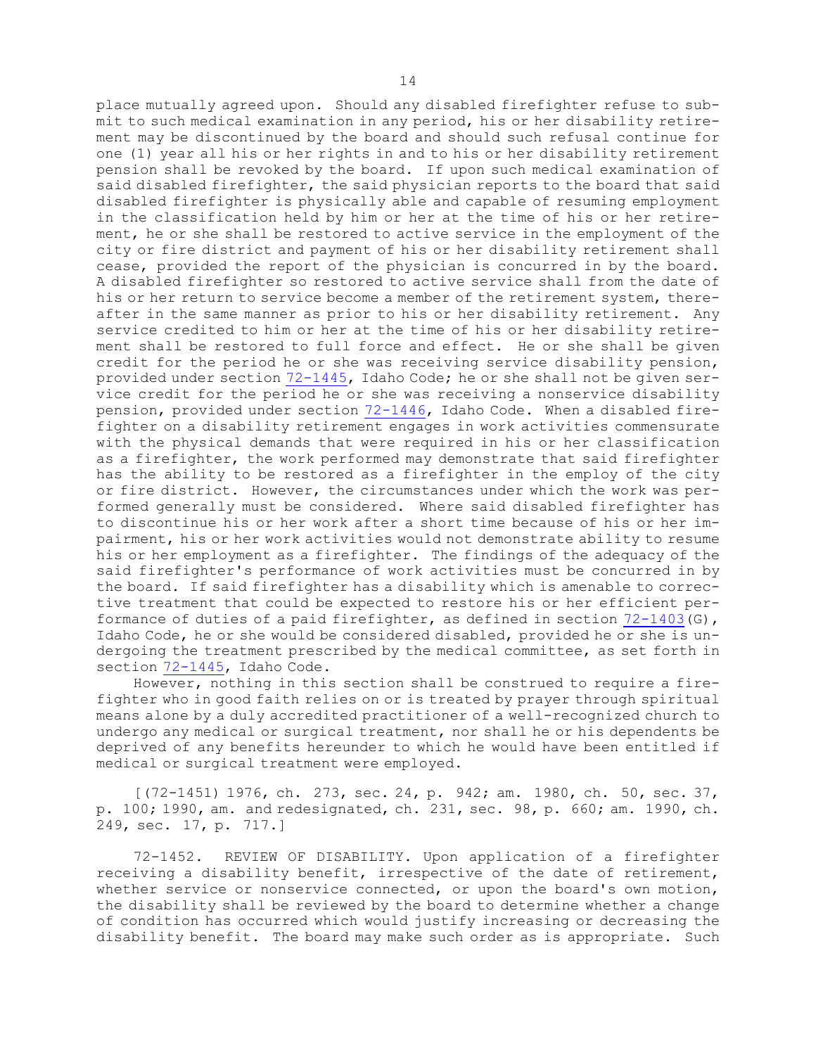place mutually agreed upon. Should any disabled firefighter refuse to submit to such medical examination in any period, his or her disability retirement may be discontinued by the board and should such refusal continue for one (1) year all his or her rights in and to his or her disability retirement pension shall be revoked by the board. If upon such medical examination of said disabled firefighter, the said physician reports to the board that said disabled firefighter is physically able and capable of resuming employment in the classification held by him or her at the time of his or her retirement, he or she shall be restored to active service in the employment of the city or fire district and payment of his or her disability retirement shall cease, provided the report of the physician is concurred in by the board. A disabled firefighter so restored to active service shall from the date of his or her return to service become a member of the retirement system, thereafter in the same manner as prior to his or her disability retirement. Any service credited to him or her at the time of his or her disability retirement shall be restored to full force and effect. He or she shall be given credit for the period he or she was receiving service disability pension, provided under section 72-1445, Idaho Code; he or she shall not be given service credit for the period he or she was receiving a nonservice disability pension, provided under section 72-1446, Idaho Code. When a disabled firefighter on a disability retirement engages in work activities commensurate with the physical demands that were required in his or her classification as a firefighter, the work performed may demonstrate that said firefighter has the ability to be restored as a firefighter in the employ of the city or fire district. However, the circumstances under which the work was performed generally must be considered. Where said disabled firefighter has to discontinue his or her work after a short time because of his or her impairment, his or her work activities would not demonstrate ability to resume his or her employment as a firefighter. The findings of the adequacy of the said firefighter's performance of work activities must be concurred in by the board. If said firefighter has a disability which is amenable to corrective treatment that could be expected to restore his or her efficient performance of duties of a paid firefighter, as defined in section 72-1403(G), Idaho Code, he or she would be considered disabled, provided he or she is undergoing the treatment prescribed by the medical committee, as set forth in section 72-1445, Idaho Code.

However, nothing in this section shall be construed to require a firefighter who in good faith relies on or is treated by prayer through spiritual means alone by a duly accredited practitioner of a well-recognized church to undergo any medical or surgical treatment, nor shall he or his dependents be deprived of any benefits hereunder to which he would have been entitled if medical or surgical treatment were employed.

[(72-1451) 1976, ch. 273, sec. 24, p. 942; am. 1980, ch. 50, sec. 37, p. 100; 1990, am. and redesignated, ch. 231, sec. 98, p. 660; am. 1990, ch. 249, sec. 17, p. 717.]

72-1452. REVIEW OF DISABILITY. Upon application of a firefighter receiving a disability benefit, irrespective of the date of retirement, whether service or nonservice connected, or upon the board's own motion, the disability shall be reviewed by the board to determine whether a change of condition has occurred which would justify increasing or decreasing the disability benefit. The board may make such order as is appropriate. Such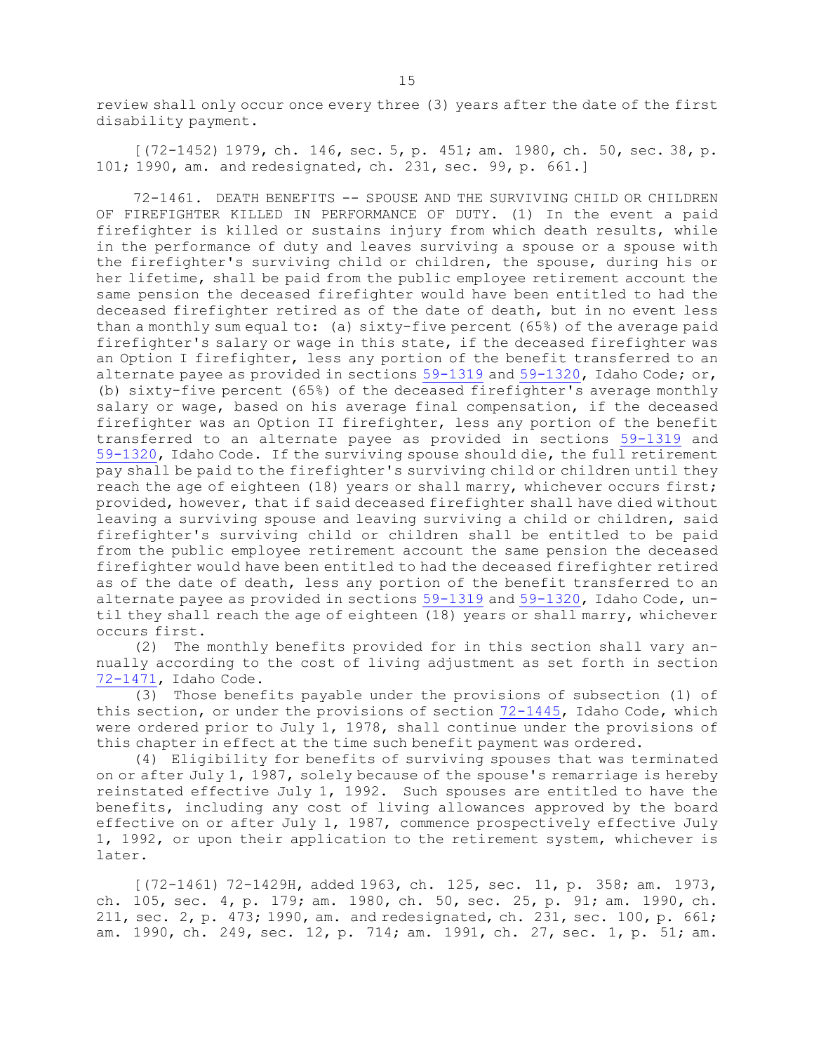review shall only occur once every three (3) years after the date of the first disability payment.

[(72-1452) 1979, ch. 146, sec. 5, p. 451; am. 1980, ch. 50, sec. 38, p. 101; 1990, am. and redesignated, ch. 231, sec. 99, p. 661.]

72-1461. DEATH BENEFITS -- SPOUSE AND THE SURVIVING CHILD OR CHILDREN OF FIREFIGHTER KILLED IN PERFORMANCE OF DUTY. (1) In the event a paid firefighter is killed or sustains injury from which death results, while in the performance of duty and leaves surviving a spouse or a spouse with the firefighter's surviving child or children, the spouse, during his or her lifetime, shall be paid from the public employee retirement account the same pension the deceased firefighter would have been entitled to had the deceased firefighter retired as of the date of death, but in no event less than a monthly sum equal to: (a) sixty-five percent (65%) of the average paid firefighter's salary or wage in this state, if the deceased firefighter was an Option I firefighter, less any portion of the benefit transferred to an alternate payee as provided in sections 59-1319 and 59-1320, Idaho Code; or, (b) sixty-five percent (65%) of the deceased firefighter's average monthly salary or wage, based on his average final compensation, if the deceased firefighter was an Option II firefighter, less any portion of the benefit transferred to an alternate payee as provided in sections 59-1319 and 59-1320, Idaho Code. If the surviving spouse should die, the full retirement pay shall be paid to the firefighter's surviving child or children until they reach the age of eighteen (18) years or shall marry, whichever occurs first; provided, however, that if said deceased firefighter shall have died without leaving a surviving spouse and leaving surviving a child or children, said firefighter's surviving child or children shall be entitled to be paid from the public employee retirement account the same pension the deceased firefighter would have been entitled to had the deceased firefighter retired as of the date of death, less any portion of the benefit transferred to an alternate payee as provided in sections 59-1319 and 59-1320, Idaho Code, until they shall reach the age of eighteen (18) years or shall marry, whichever occurs first.

(2) The monthly benefits provided for in this section shall vary annually according to the cost of living adjustment as set forth in section 72-1471, Idaho Code.

(3) Those benefits payable under the provisions of subsection (1) of this section, or under the provisions of section 72-1445, Idaho Code, which were ordered prior to July 1, 1978, shall continue under the provisions of this chapter in effect at the time such benefit payment was ordered.

(4) Eligibility for benefits of surviving spouses that was terminated on or after July 1, 1987, solely because of the spouse's remarriage is hereby reinstated effective July 1, 1992. Such spouses are entitled to have the benefits, including any cost of living allowances approved by the board effective on or after July 1, 1987, commence prospectively effective July 1, 1992, or upon their application to the retirement system, whichever is later.

[(72-1461) 72-1429H, added 1963, ch. 125, sec. 11, p. 358; am. 1973, ch. 105, sec. 4, p. 179; am. 1980, ch. 50, sec. 25, p. 91; am. 1990, ch. 211, sec. 2, p. 473; 1990, am. and redesignated, ch. 231, sec. 100, p. 661; am. 1990, ch. 249, sec. 12, p. 714; am. 1991, ch. 27, sec. 1, p. 51; am.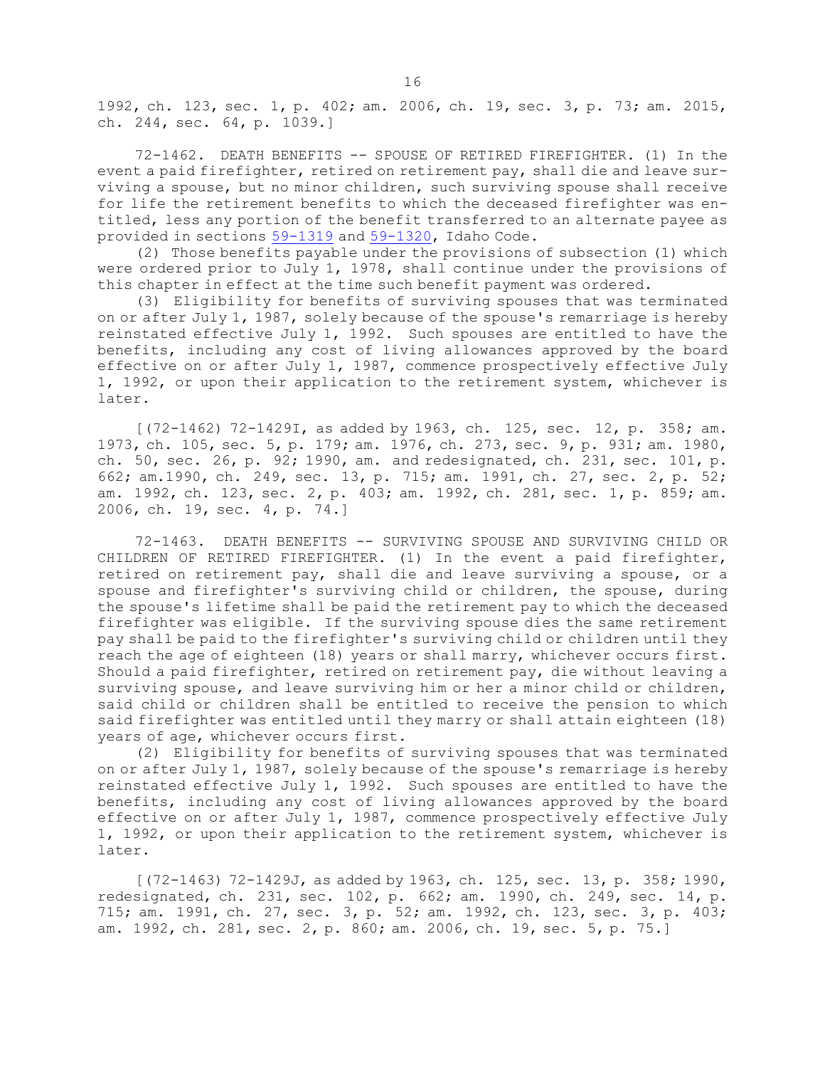1992, ch. 123, sec. 1, p. 402; am. 2006, ch. 19, sec. 3, p. 73; am. 2015, ch. 244, sec. 64, p. 1039.]

72-1462. DEATH BENEFITS -- SPOUSE OF RETIRED FIREFIGHTER. (1) In the event a paid firefighter, retired on retirement pay, shall die and leave surviving a spouse, but no minor children, such surviving spouse shall receive for life the retirement benefits to which the deceased firefighter was entitled, less any portion of the benefit transferred to an alternate payee as provided in sections 59-1319 and 59-1320, Idaho Code.

(2) Those benefits payable under the provisions of subsection (1) which were ordered prior to July 1, 1978, shall continue under the provisions of this chapter in effect at the time such benefit payment was ordered.

(3) Eligibility for benefits of surviving spouses that was terminated on or after July 1, 1987, solely because of the spouse's remarriage is hereby reinstated effective July 1, 1992. Such spouses are entitled to have the benefits, including any cost of living allowances approved by the board effective on or after July 1, 1987, commence prospectively effective July 1, 1992, or upon their application to the retirement system, whichever is later.

[(72-1462) 72-1429I, as added by 1963, ch. 125, sec. 12, p. 358; am. 1973, ch. 105, sec. 5, p. 179; am. 1976, ch. 273, sec. 9, p. 931; am. 1980, ch. 50, sec. 26, p. 92; 1990, am. and redesignated, ch. 231, sec. 101, p. 662; am.1990, ch. 249, sec. 13, p. 715; am. 1991, ch. 27, sec. 2, p. 52; am. 1992, ch. 123, sec. 2, p. 403; am. 1992, ch. 281, sec. 1, p. 859; am. 2006, ch. 19, sec. 4, p. 74.]

72-1463. DEATH BENEFITS -- SURVIVING SPOUSE AND SURVIVING CHILD OR CHILDREN OF RETIRED FIREFIGHTER. (1) In the event a paid firefighter, retired on retirement pay, shall die and leave surviving a spouse, or a spouse and firefighter's surviving child or children, the spouse, during the spouse's lifetime shall be paid the retirement pay to which the deceased firefighter was eligible. If the surviving spouse dies the same retirement pay shall be paid to the firefighter's surviving child or children until they reach the age of eighteen (18) years or shall marry, whichever occurs first. Should a paid firefighter, retired on retirement pay, die without leaving a surviving spouse, and leave surviving him or her a minor child or children, said child or children shall be entitled to receive the pension to which said firefighter was entitled until they marry or shall attain eighteen (18) years of age, whichever occurs first.

(2) Eligibility for benefits of surviving spouses that was terminated on or after July 1, 1987, solely because of the spouse's remarriage is hereby reinstated effective July 1, 1992. Such spouses are entitled to have the benefits, including any cost of living allowances approved by the board effective on or after July 1, 1987, commence prospectively effective July 1, 1992, or upon their application to the retirement system, whichever is later.

[(72-1463) 72-1429J, as added by 1963, ch. 125, sec. 13, p. 358; 1990, redesignated, ch. 231, sec. 102, p. 662; am. 1990, ch. 249, sec. 14, p. 715; am. 1991, ch. 27, sec. 3, p. 52; am. 1992, ch. 123, sec. 3, p. 403; am. 1992, ch. 281, sec. 2, p. 860; am. 2006, ch. 19, sec. 5, p. 75.]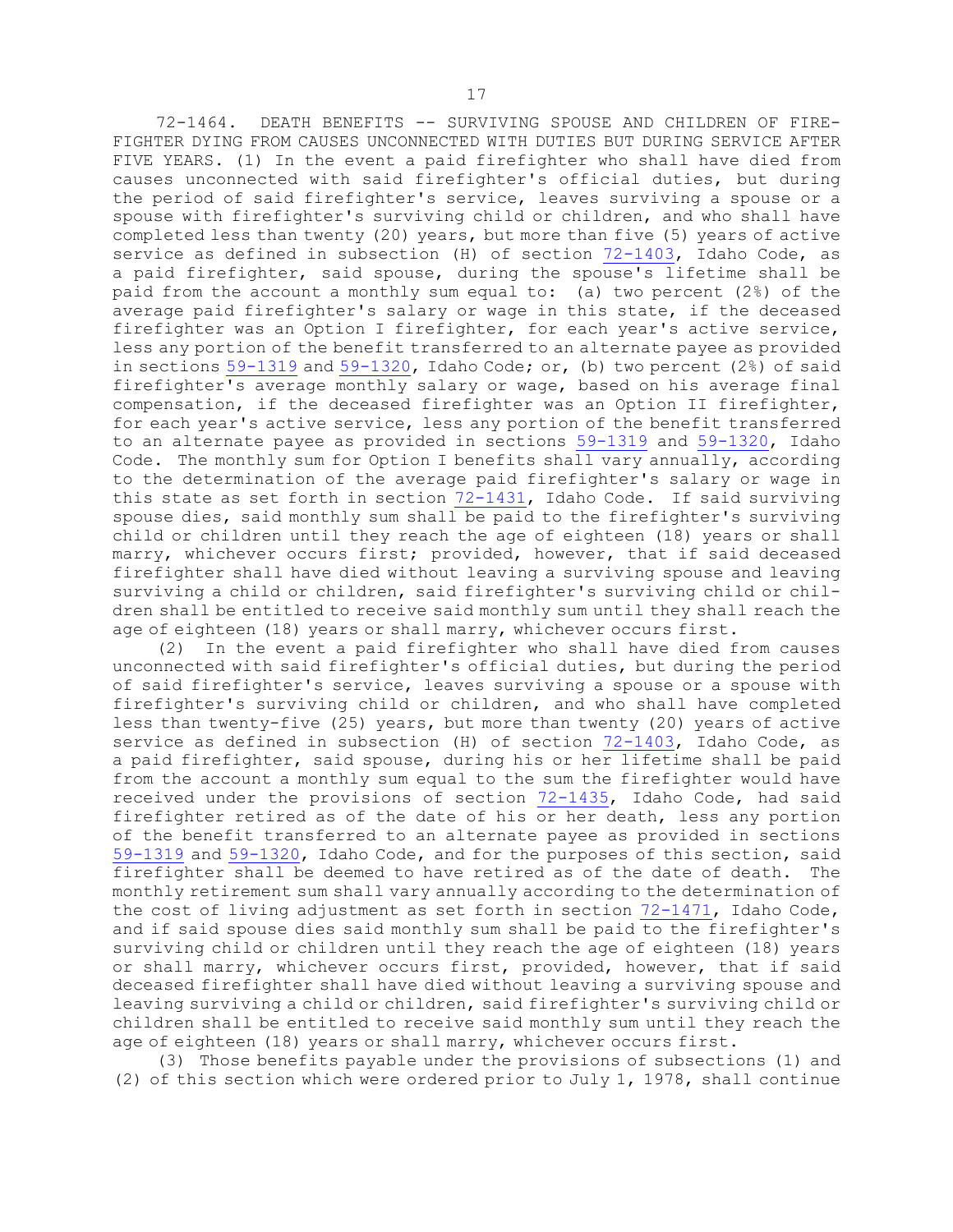72-1464. DEATH BENEFITS -- SURVIVING SPOUSE AND CHILDREN OF FIREFIGHTER DYING FROM CAUSES UNCONNECTED WITH DUTIES BUT DURING SERVICE AFTER FIVE YEARS. (1) In the event a paid firefighter who shall have died from causes unconnected with said firefighter's official duties, but during the period of said firefighter's service, leaves surviving a spouse or a spouse with firefighter's surviving child or children, and who shall have completed less than twenty (20) years, but more than five (5) years of active service as defined in subsection (H) of section 72-1403, Idaho Code, as a paid firefighter, said spouse, during the spouse's lifetime shall be paid from the account a monthly sum equal to: (a) two percent (2%) of the average paid firefighter's salary or wage in this state, if the deceased firefighter was an Option I firefighter, for each year's active service, less any portion of the benefit transferred to an alternate payee as provided in sections 59-1319 and 59-1320, Idaho Code; or, (b) two percent (2%) of said firefighter's average monthly salary or wage, based on his average final compensation, if the deceased firefighter was an Option II firefighter, for each year's active service, less any portion of the benefit transferred to an alternate payee as provided in sections 59-1319 and 59-1320, Idaho Code. The monthly sum for Option I benefits shall vary annually, according to the determination of the average paid firefighter's salary or wage in this state as set forth in section 72-1431, Idaho Code. If said surviving spouse dies, said monthly sum shall be paid to the firefighter's surviving child or children until they reach the age of eighteen (18) years or shall marry, whichever occurs first; provided, however, that if said deceased firefighter shall have died without leaving a surviving spouse and leaving surviving a child or children, said firefighter's surviving child or children shall be entitled to receive said monthly sum until they shall reach the age of eighteen (18) years or shall marry, whichever occurs first.

(2) In the event a paid firefighter who shall have died from causes unconnected with said firefighter's official duties, but during the period of said firefighter's service, leaves surviving a spouse or a spouse with firefighter's surviving child or children, and who shall have completed less than twenty-five (25) years, but more than twenty (20) years of active service as defined in subsection (H) of section 72-1403, Idaho Code, as a paid firefighter, said spouse, during his or her lifetime shall be paid from the account a monthly sum equal to the sum the firefighter would have received under the provisions of section 72-1435, Idaho Code, had said firefighter retired as of the date of his or her death, less any portion of the benefit transferred to an alternate payee as provided in sections 59-1319 and 59-1320, Idaho Code, and for the purposes of this section, said firefighter shall be deemed to have retired as of the date of death. The monthly retirement sum shall vary annually according to the determination of the cost of living adjustment as set forth in section 72-1471, Idaho Code, and if said spouse dies said monthly sum shall be paid to the firefighter's surviving child or children until they reach the age of eighteen (18) years or shall marry, whichever occurs first, provided, however, that if said deceased firefighter shall have died without leaving a surviving spouse and leaving surviving a child or children, said firefighter's surviving child or children shall be entitled to receive said monthly sum until they reach the age of eighteen (18) years or shall marry, whichever occurs first.

(3) Those benefits payable under the provisions of subsections (1) and (2) of this section which were ordered prior to July 1, 1978, shall continue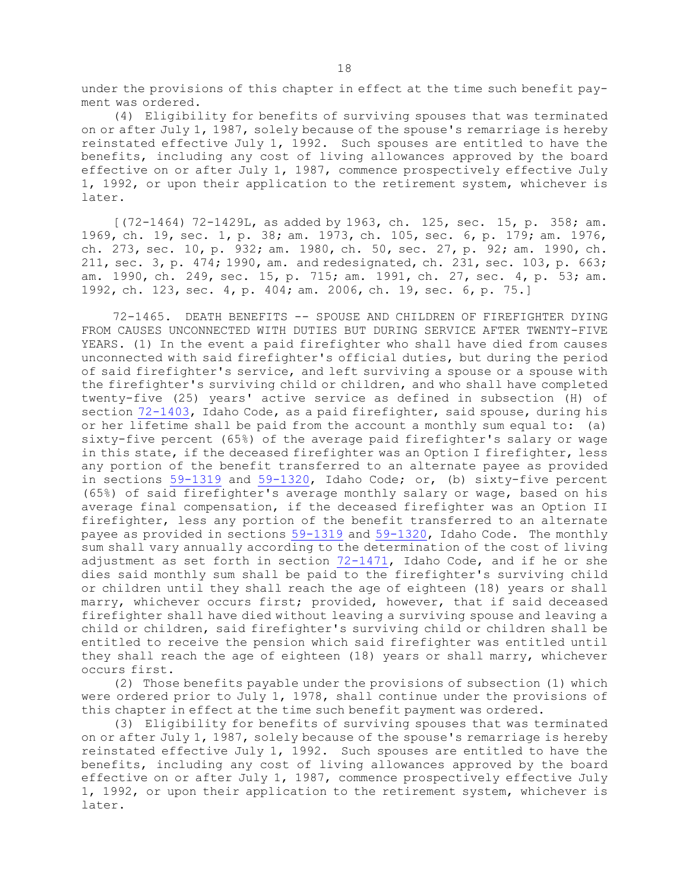under the provisions of this chapter in effect at the time such benefit payment was ordered.

(4) Eligibility for benefits of surviving spouses that was terminated on or after July 1, 1987, solely because of the spouse's remarriage is hereby reinstated effective July 1, 1992. Such spouses are entitled to have the benefits, including any cost of living allowances approved by the board effective on or after July 1, 1987, commence prospectively effective July 1, 1992, or upon their application to the retirement system, whichever is later.

[(72-1464) 72-1429L, as added by 1963, ch. 125, sec. 15, p. 358; am. 1969, ch. 19, sec. 1, p. 38; am. 1973, ch. 105, sec. 6, p. 179; am. 1976, ch. 273, sec. 10, p. 932; am. 1980, ch. 50, sec. 27, p. 92; am. 1990, ch. 211, sec. 3, p. 474; 1990, am. and redesignated, ch. 231, sec. 103, p. 663; am. 1990, ch. 249, sec. 15, p. 715; am. 1991, ch. 27, sec. 4, p. 53; am. 1992, ch. 123, sec. 4, p. 404; am. 2006, ch. 19, sec. 6, p. 75.]

72-1465. DEATH BENEFITS -- SPOUSE AND CHILDREN OF FIREFIGHTER DYING FROM CAUSES UNCONNECTED WITH DUTIES BUT DURING SERVICE AFTER TWENTY-FIVE YEARS. (1) In the event a paid firefighter who shall have died from causes unconnected with said firefighter's official duties, but during the period of said firefighter's service, and left surviving a spouse or a spouse with the firefighter's surviving child or children, and who shall have completed twenty-five (25) years' active service as defined in subsection (H) of section 72-1403, Idaho Code, as a paid firefighter, said spouse, during his or her lifetime shall be paid from the account a monthly sum equal to: (a) sixty-five percent (65%) of the average paid firefighter's salary or wage in this state, if the deceased firefighter was an Option I firefighter, less any portion of the benefit transferred to an alternate payee as provided in sections 59-1319 and 59-1320, Idaho Code; or, (b) sixty-five percent (65%) of said firefighter's average monthly salary or wage, based on his average final compensation, if the deceased firefighter was an Option II firefighter, less any portion of the benefit transferred to an alternate payee as provided in sections 59-1319 and 59-1320, Idaho Code. The monthly sum shall vary annually according to the determination of the cost of living adjustment as set forth in section 72-1471, Idaho Code, and if he or she dies said monthly sum shall be paid to the firefighter's surviving child or children until they shall reach the age of eighteen (18) years or shall marry, whichever occurs first; provided, however, that if said deceased firefighter shall have died without leaving a surviving spouse and leaving a child or children, said firefighter's surviving child or children shall be entitled to receive the pension which said firefighter was entitled until they shall reach the age of eighteen (18) years or shall marry, whichever occurs first.

(2) Those benefits payable under the provisions of subsection (1) which were ordered prior to July 1, 1978, shall continue under the provisions of this chapter in effect at the time such benefit payment was ordered.

(3) Eligibility for benefits of surviving spouses that was terminated on or after July 1, 1987, solely because of the spouse's remarriage is hereby reinstated effective July 1, 1992. Such spouses are entitled to have the benefits, including any cost of living allowances approved by the board effective on or after July 1, 1987, commence prospectively effective July 1, 1992, or upon their application to the retirement system, whichever is later.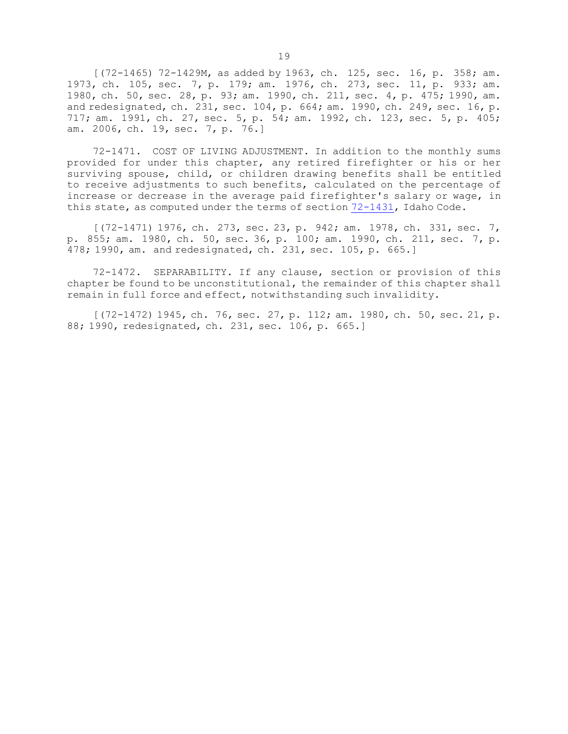[(72-1465) 72-1429M, as added by 1963, ch. 125, sec. 16, p. 358; am. 1973, ch. 105, sec. 7, p. 179; am. 1976, ch. 273, sec. 11, p. 933; am. 1980, ch. 50, sec. 28, p. 93; am. 1990, ch. 211, sec. 4, p. 475; 1990, am. and redesignated, ch. 231, sec. 104, p. 664; am. 1990, ch. 249, sec. 16, p. 717; am. 1991, ch. 27, sec. 5, p. 54; am. 1992, ch. 123, sec. 5, p. 405; am. 2006, ch. 19, sec. 7, p. 76.]

72-1471. COST OF LIVING ADJUSTMENT. In addition to the monthly sums provided for under this chapter, any retired firefighter or his or her surviving spouse, child, or children drawing benefits shall be entitled to receive adjustments to such benefits, calculated on the percentage of increase or decrease in the average paid firefighter's salary or wage, in this state, as computed under the terms of section 72-1431, Idaho Code.

[(72-1471) 1976, ch. 273, sec. 23, p. 942; am. 1978, ch. 331, sec. 7, p. 855; am. 1980, ch. 50, sec. 36, p. 100; am. 1990, ch. 211, sec. 7, p. 478; 1990, am. and redesignated, ch. 231, sec. 105, p. 665.]

72-1472. SEPARABILITY. If any clause, section or provision of this chapter be found to be unconstitutional, the remainder of this chapter shall remain in full force and effect, notwithstanding such invalidity.

[(72-1472) 1945, ch. 76, sec. 27, p. 112; am. 1980, ch. 50, sec. 21, p. 88; 1990, redesignated, ch. 231, sec. 106, p. 665.]